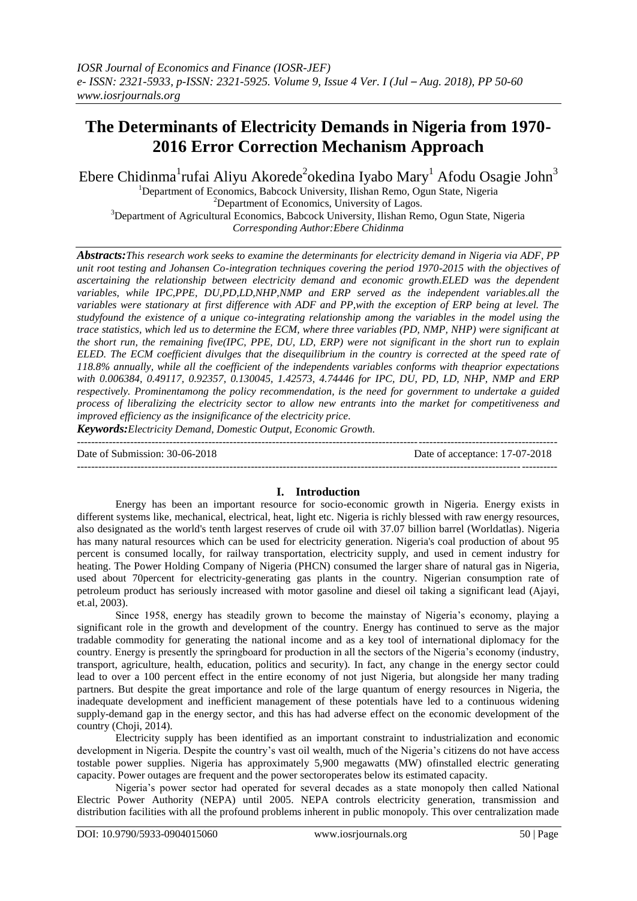# The Determinants of Electricity Demands in Nigeria from 1970-2016 Error Correction Mechanism Approach

Ebere Chidinma[1]rufai Aliyu Akorede[2]okedina Iyabo Mary[1] Afodu Osagie John[3]

[1]Department of Economics, Babcock University, Ilishan Remo, Ogun State, Nigeria
[2]Department of Economics, University of Lagos.
[3]Department of Agricultural Economics, Babcock University, Ilishan Remo, Ogun State, Nigeria
*Corresponding Author:Ebere Chidinma*

***Abstracts:*** *This research work seeks to examine the determinants for electricity demand in Nigeria via ADF, PP unit root testing and Johansen Co-integration techniques covering the period 1970-2015 with the objectives of ascertaining the relationship between electricity demand and economic growth.ELED was the dependent variables, while IPC,PPE, DU,PD,LD,NHP,NMP and ERP served as the independent variables.all the variables were stationary at first difference with ADF and PP,with the exception of ERP being at level. The studyfound the existence of a unique co-integrating relationship among the variables in the model using the trace statistics, which led us to determine the ECM, where three variables (PD, NMP, NHP) were significant at the short run, the remaining five(IPC, PPE, DU, LD, ERP) were not significant in the short run to explain ELED. The ECM coefficient divulges that the disequilibrium in the country is corrected at the speed rate of 118.8% annually, while all the coefficient of the independents variables conforms with theaprior expectations with 0.006384, 0.49117, 0.92357, 0.130045, 1.42573, 4.74446 for IPC, DU, PD, LD, NHP, NMP and ERP respectively. Prominentamong the policy recommendation, is the need for government to undertake a guided process of liberalizing the electricity sector to allow new entrants into the market for competitiveness and improved efficiency as the insignificance of the electricity price.*

***Keywords:*** *Electricity Demand, Domestic Output, Economic Growth.*

---

Date of Submission: 30-06-2018 | Date of acceptance: 17-07-2018

---

## I. Introduction

Energy has been an important resource for socio-economic growth in Nigeria. Energy exists in different systems like, mechanical, electrical, heat, light etc. Nigeria is richly blessed with raw energy resources, also designated as the world's tenth largest reserves of crude oil with 37.07 billion barrel (Worldatlas). Nigeria has many natural resources which can be used for electricity generation. Nigeria's coal production of about 95 percent is consumed locally, for railway transportation, electricity supply, and used in cement industry for heating. The Power Holding Company of Nigeria (PHCN) consumed the larger share of natural gas in Nigeria, used about 70percent for electricity-generating gas plants in the country. Nigerian consumption rate of petroleum product has seriously increased with motor gasoline and diesel oil taking a significant lead (Ajayi, et.al, 2003).

Since 1958, energy has steadily grown to become the mainstay of Nigeria's economy, playing a significant role in the growth and development of the country. Energy has continued to serve as the major tradable commodity for generating the national income and as a key tool of international diplomacy for the country. Energy is presently the springboard for production in all the sectors of the Nigeria's economy (industry, transport, agriculture, health, education, politics and security). In fact, any change in the energy sector could lead to over a 100 percent effect in the entire economy of not just Nigeria, but alongside her many trading partners. But despite the great importance and role of the large quantum of energy resources in Nigeria, the inadequate development and inefficient management of these potentials have led to a continuous widening supply-demand gap in the energy sector, and this has had adverse effect on the economic development of the country (Choji, 2014).

Electricity supply has been identified as an important constraint to industrialization and economic development in Nigeria. Despite the country's vast oil wealth, much of the Nigeria's citizens do not have access tostable power supplies. Nigeria has approximately 5,900 megawatts (MW) ofinstalled electric generating capacity. Power outages are frequent and the power sectoroperates below its estimated capacity.

Nigeria's power sector had operated for several decades as a state monopoly then called National Electric Power Authority (NEPA) until 2005. NEPA controls electricity generation, transmission and distribution facilities with all the profound problems inherent in public monopoly. This over centralization made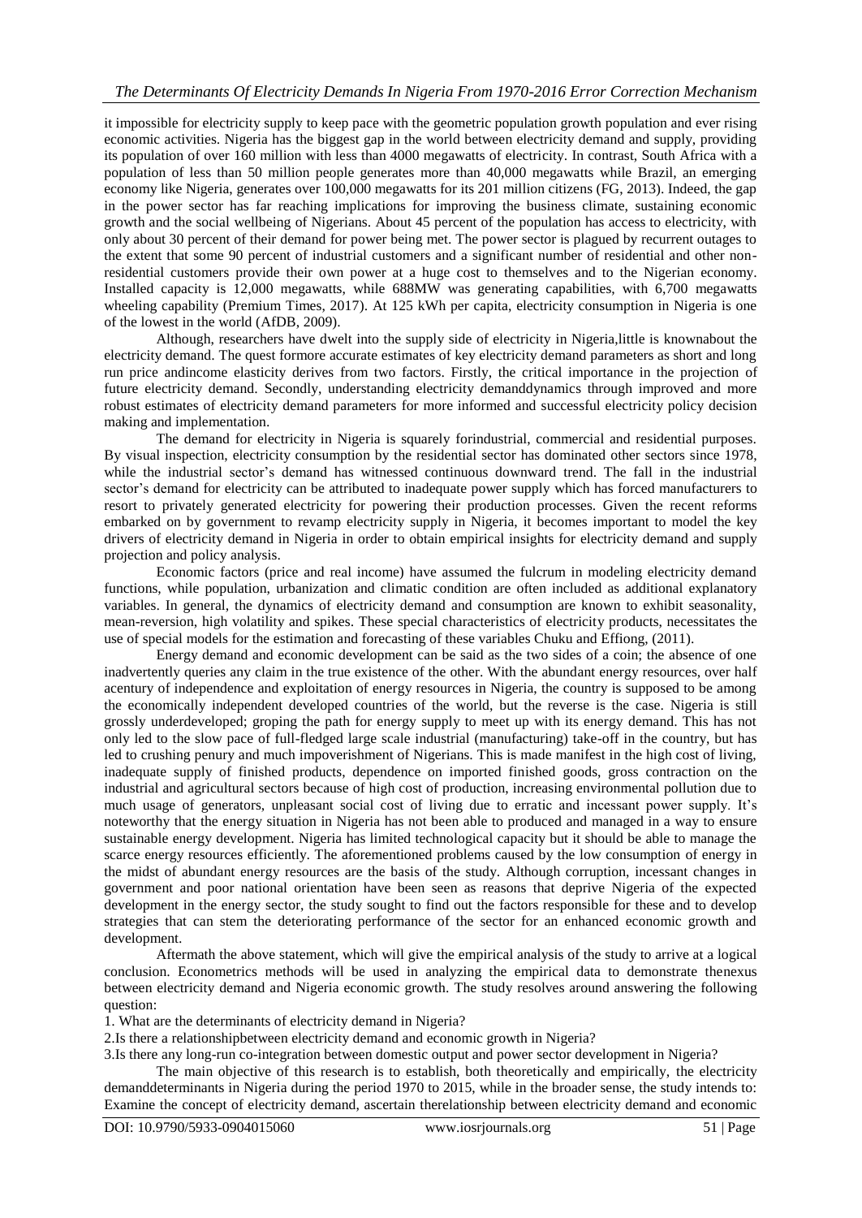it impossible for electricity supply to keep pace with the geometric population growth population and ever rising economic activities. Nigeria has the biggest gap in the world between electricity demand and supply, providing its population of over 160 million with less than 4000 megawatts of electricity. In contrast, South Africa with a population of less than 50 million people generates more than 40,000 megawatts while Brazil, an emerging economy like Nigeria, generates over 100,000 megawatts for its 201 million citizens (FG, 2013). Indeed, the gap in the power sector has far reaching implications for improving the business climate, sustaining economic growth and the social wellbeing of Nigerians. About 45 percent of the population has access to electricity, with only about 30 percent of their demand for power being met. The power sector is plagued by recurrent outages to the extent that some 90 percent of industrial customers and a significant number of residential and other non-residential customers provide their own power at a huge cost to themselves and to the Nigerian economy. Installed capacity is 12,000 megawatts, while 688MW was generating capabilities, with 6,700 megawatts wheeling capability (Premium Times, 2017). At 125 kWh per capita, electricity consumption in Nigeria is one of the lowest in the world (AfDB, 2009).

Although, researchers have dwelt into the supply side of electricity in Nigeria,little is knownabout the electricity demand. The quest formore accurate estimates of key electricity demand parameters as short and long run price andincome elasticity derives from two factors. Firstly, the critical importance in the projection of future electricity demand. Secondly, understanding electricity demanddynamics through improved and more robust estimates of electricity demand parameters for more informed and successful electricity policy decision making and implementation.

The demand for electricity in Nigeria is squarely forindustrial, commercial and residential purposes. By visual inspection, electricity consumption by the residential sector has dominated other sectors since 1978, while the industrial sector's demand has witnessed continuous downward trend. The fall in the industrial sector's demand for electricity can be attributed to inadequate power supply which has forced manufacturers to resort to privately generated electricity for powering their production processes. Given the recent reforms embarked on by government to revamp electricity supply in Nigeria, it becomes important to model the key drivers of electricity demand in Nigeria in order to obtain empirical insights for electricity demand and supply projection and policy analysis.

Economic factors (price and real income) have assumed the fulcrum in modeling electricity demand functions, while population, urbanization and climatic condition are often included as additional explanatory variables. In general, the dynamics of electricity demand and consumption are known to exhibit seasonality, mean-reversion, high volatility and spikes. These special characteristics of electricity products, necessitates the use of special models for the estimation and forecasting of these variables Chuku and Effiong, (2011).

Energy demand and economic development can be said as the two sides of a coin; the absence of one inadvertently queries any claim in the true existence of the other. With the abundant energy resources, over half acentury of independence and exploitation of energy resources in Nigeria, the country is supposed to be among the economically independent developed countries of the world, but the reverse is the case. Nigeria is still grossly underdeveloped; groping the path for energy supply to meet up with its energy demand. This has not only led to the slow pace of full-fledged large scale industrial (manufacturing) take-off in the country, but has led to crushing penury and much impoverishment of Nigerians. This is made manifest in the high cost of living, inadequate supply of finished products, dependence on imported finished goods, gross contraction on the industrial and agricultural sectors because of high cost of production, increasing environmental pollution due to much usage of generators, unpleasant social cost of living due to erratic and incessant power supply. It's noteworthy that the energy situation in Nigeria has not been able to produced and managed in a way to ensure sustainable energy development. Nigeria has limited technological capacity but it should be able to manage the scarce energy resources efficiently. The aforementioned problems caused by the low consumption of energy in the midst of abundant energy resources are the basis of the study. Although corruption, incessant changes in government and poor national orientation have been seen as reasons that deprive Nigeria of the expected development in the energy sector, the study sought to find out the factors responsible for these and to develop strategies that can stem the deteriorating performance of the sector for an enhanced economic growth and development.

Aftermath the above statement, which will give the empirical analysis of the study to arrive at a logical conclusion. Econometrics methods will be used in analyzing the empirical data to demonstrate thenexus between electricity demand and Nigeria economic growth. The study resolves around answering the following question:

1. What are the determinants of electricity demand in Nigeria?
2. Is there a relationshipbetween electricity demand and economic growth in Nigeria?
3. Is there any long-run co-integration between domestic output and power sector development in Nigeria?

The main objective of this research is to establish, both theoretically and empirically, the electricity demanddeterminants in Nigeria during the period 1970 to 2015, while in the broader sense, the study intends to: Examine the concept of electricity demand, ascertain therelationship between electricity demand and economic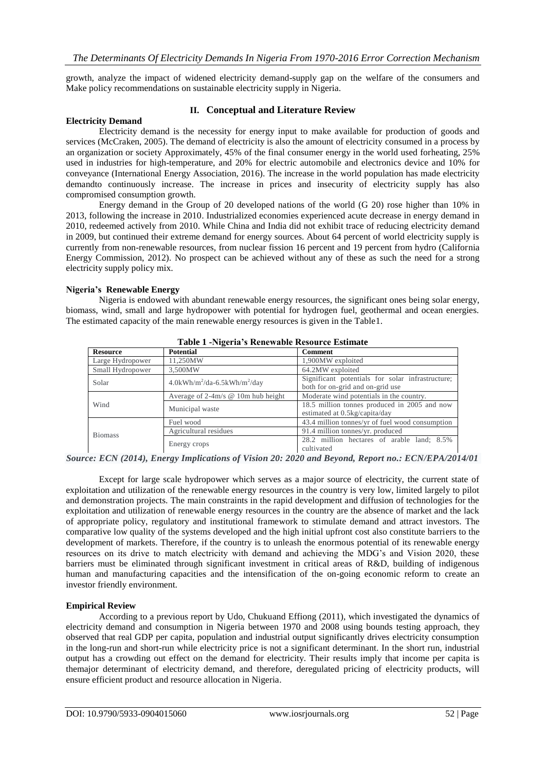growth, analyze the impact of widened electricity demand-supply gap on the welfare of the consumers and Make policy recommendations on sustainable electricity supply in Nigeria.

## II. Conceptual and Literature Review

### Electricity Demand

Electricity demand is the necessity for energy input to make available for production of goods and services (McCraken, 2005). The demand of electricity is also the amount of electricity consumed in a process by an organization or society Approximately, 45% of the final consumer energy in the world used forheating, 25% used in industries for high-temperature, and 20% for electric automobile and electronics device and 10% for conveyance (International Energy Association, 2016). The increase in the world population has made electricity demandto continuously increase. The increase in prices and insecurity of electricity supply has also compromised consumption growth.

Energy demand in the Group of 20 developed nations of the world (G 20) rose higher than 10% in 2013, following the increase in 2010. Industrialized economies experienced acute decrease in energy demand in 2010, redeemed actively from 2010. While China and India did not exhibit trace of reducing electricity demand in 2009, but continued their extreme demand for energy sources. About 64 percent of world electricity supply is currently from non-renewable resources, from nuclear fission 16 percent and 19 percent from hydro (California Energy Commission, 2012). No prospect can be achieved without any of these as such the need for a strong electricity supply policy mix.

### Nigeria's Renewable Energy

Nigeria is endowed with abundant renewable energy resources, the significant ones being solar energy, biomass, wind, small and large hydropower with potential for hydrogen fuel, geothermal and ocean energies. The estimated capacity of the main renewable energy resources is given in the Table1.

**Table 1 -Nigeria's Renewable Resource Estimate**

| Resource | Potential | Comment |
|---|---|---|
| Large Hydropower | 11,250MW | 1,900MW exploited |
| Small Hydropower | 3,500MW | 64.2MW exploited |
| Solar | 4.0kWh/m$^2$/da-6.5kWh/m$^2$/day | Significant potentials for solar infrastructure; both for on-grid and on-grid use |
| Wind | Average of 2-4m/s @ 10m hub height | Moderate wind potentials in the country. |
| | Municipal waste | 18.5 million tonnes produced in 2005 and now estimated at 0.5kg/capita/day |
| Biomass | Fuel wood | 43.4 million tonnes/yr of fuel wood consumption |
| | Agricultural residues | 91.4 million tonnes/yr. produced |
| | Energy crops | 28.2 million hectares of arable land; 8.5% cultivated |

*Source: ECN (2014), Energy Implications of Vision 20: 2020 and Beyond, Report no.: ECN/EPA/2014/01*

Except for large scale hydropower which serves as a major source of electricity, the current state of exploitation and utilization of the renewable energy resources in the country is very low, limited largely to pilot and demonstration projects. The main constraints in the rapid development and diffusion of technologies for the exploitation and utilization of renewable energy resources in the country are the absence of market and the lack of appropriate policy, regulatory and institutional framework to stimulate demand and attract investors. The comparative low quality of the systems developed and the high initial upfront cost also constitute barriers to the development of markets. Therefore, if the country is to unleash the enormous potential of its renewable energy resources on its drive to match electricity with demand and achieving the MDG's and Vision 2020, these barriers must be eliminated through significant investment in critical areas of R&D, building of indigenous human and manufacturing capacities and the intensification of the on-going economic reform to create an investor friendly environment.

### Empirical Review

According to a previous report by Udo, Chukuand Effiong (2011), which investigated the dynamics of electricity demand and consumption in Nigeria between 1970 and 2008 using bounds testing approach, they observed that real GDP per capita, population and industrial output significantly drives electricity consumption in the long-run and short-run while electricity price is not a significant determinant. In the short run, industrial output has a crowding out effect on the demand for electricity. Their results imply that income per capita is themajor determinant of electricity demand, and therefore, deregulated pricing of electricity products, will ensure efficient product and resource allocation in Nigeria.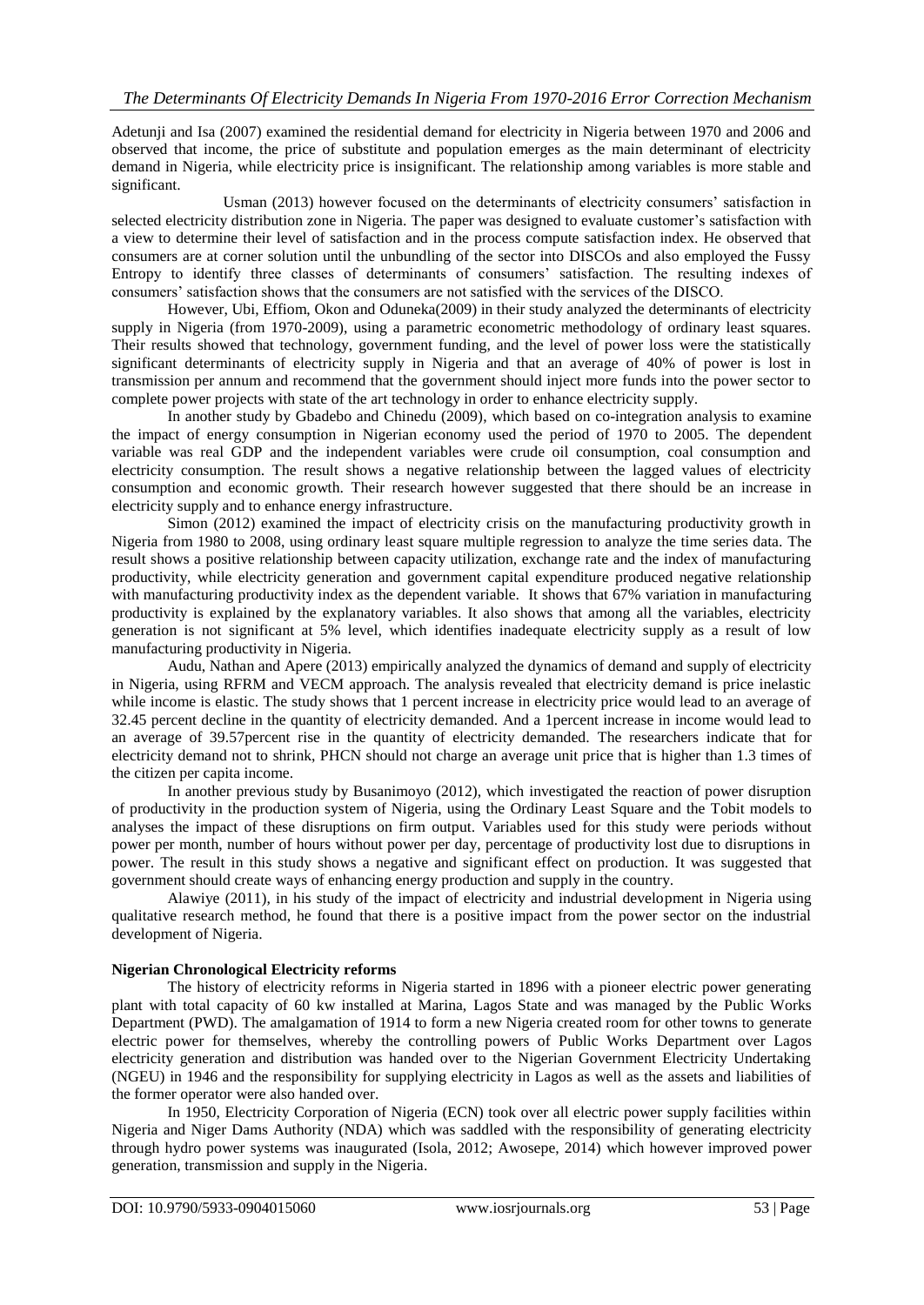Adetunji and Isa (2007) examined the residential demand for electricity in Nigeria between 1970 and 2006 and observed that income, the price of substitute and population emerges as the main determinant of electricity demand in Nigeria, while electricity price is insignificant. The relationship among variables is more stable and significant.

Usman (2013) however focused on the determinants of electricity consumers' satisfaction in selected electricity distribution zone in Nigeria. The paper was designed to evaluate customer's satisfaction with a view to determine their level of satisfaction and in the process compute satisfaction index. He observed that consumers are at corner solution until the unbundling of the sector into DISCOs and also employed the Fussy Entropy to identify three classes of determinants of consumers' satisfaction. The resulting indexes of consumers' satisfaction shows that the consumers are not satisfied with the services of the DISCO.

However, Ubi, Effiom, Okon and Oduneka(2009) in their study analyzed the determinants of electricity supply in Nigeria (from 1970-2009), using a parametric econometric methodology of ordinary least squares. Their results showed that technology, government funding, and the level of power loss were the statistically significant determinants of electricity supply in Nigeria and that an average of 40% of power is lost in transmission per annum and recommend that the government should inject more funds into the power sector to complete power projects with state of the art technology in order to enhance electricity supply.

In another study by Gbadebo and Chinedu (2009), which based on co-integration analysis to examine the impact of energy consumption in Nigerian economy used the period of 1970 to 2005. The dependent variable was real GDP and the independent variables were crude oil consumption, coal consumption and electricity consumption. The result shows a negative relationship between the lagged values of electricity consumption and economic growth. Their research however suggested that there should be an increase in electricity supply and to enhance energy infrastructure.

Simon (2012) examined the impact of electricity crisis on the manufacturing productivity growth in Nigeria from 1980 to 2008, using ordinary least square multiple regression to analyze the time series data. The result shows a positive relationship between capacity utilization, exchange rate and the index of manufacturing productivity, while electricity generation and government capital expenditure produced negative relationship with manufacturing productivity index as the dependent variable. It shows that 67% variation in manufacturing productivity is explained by the explanatory variables. It also shows that among all the variables, electricity generation is not significant at 5% level, which identifies inadequate electricity supply as a result of low manufacturing productivity in Nigeria.

Audu, Nathan and Apere (2013) empirically analyzed the dynamics of demand and supply of electricity in Nigeria, using RFRM and VECM approach. The analysis revealed that electricity demand is price inelastic while income is elastic. The study shows that 1 percent increase in electricity price would lead to an average of 32.45 percent decline in the quantity of electricity demanded. And a 1percent increase in income would lead to an average of 39.57percent rise in the quantity of electricity demanded. The researchers indicate that for electricity demand not to shrink, PHCN should not charge an average unit price that is higher than 1.3 times of the citizen per capita income.

In another previous study by Busanimoyo (2012), which investigated the reaction of power disruption of productivity in the production system of Nigeria, using the Ordinary Least Square and the Tobit models to analyses the impact of these disruptions on firm output. Variables used for this study were periods without power per month, number of hours without power per day, percentage of productivity lost due to disruptions in power. The result in this study shows a negative and significant effect on production. It was suggested that government should create ways of enhancing energy production and supply in the country.

Alawiye (2011), in his study of the impact of electricity and industrial development in Nigeria using qualitative research method, he found that there is a positive impact from the power sector on the industrial development of Nigeria.

**Nigerian Chronological Electricity reforms**

The history of electricity reforms in Nigeria started in 1896 with a pioneer electric power generating plant with total capacity of 60 kw installed at Marina, Lagos State and was managed by the Public Works Department (PWD). The amalgamation of 1914 to form a new Nigeria created room for other towns to generate electric power for themselves, whereby the controlling powers of Public Works Department over Lagos electricity generation and distribution was handed over to the Nigerian Government Electricity Undertaking (NGEU) in 1946 and the responsibility for supplying electricity in Lagos as well as the assets and liabilities of the former operator were also handed over.

In 1950, Electricity Corporation of Nigeria (ECN) took over all electric power supply facilities within Nigeria and Niger Dams Authority (NDA) which was saddled with the responsibility of generating electricity through hydro power systems was inaugurated (Isola, 2012; Awosepe, 2014) which however improved power generation, transmission and supply in the Nigeria.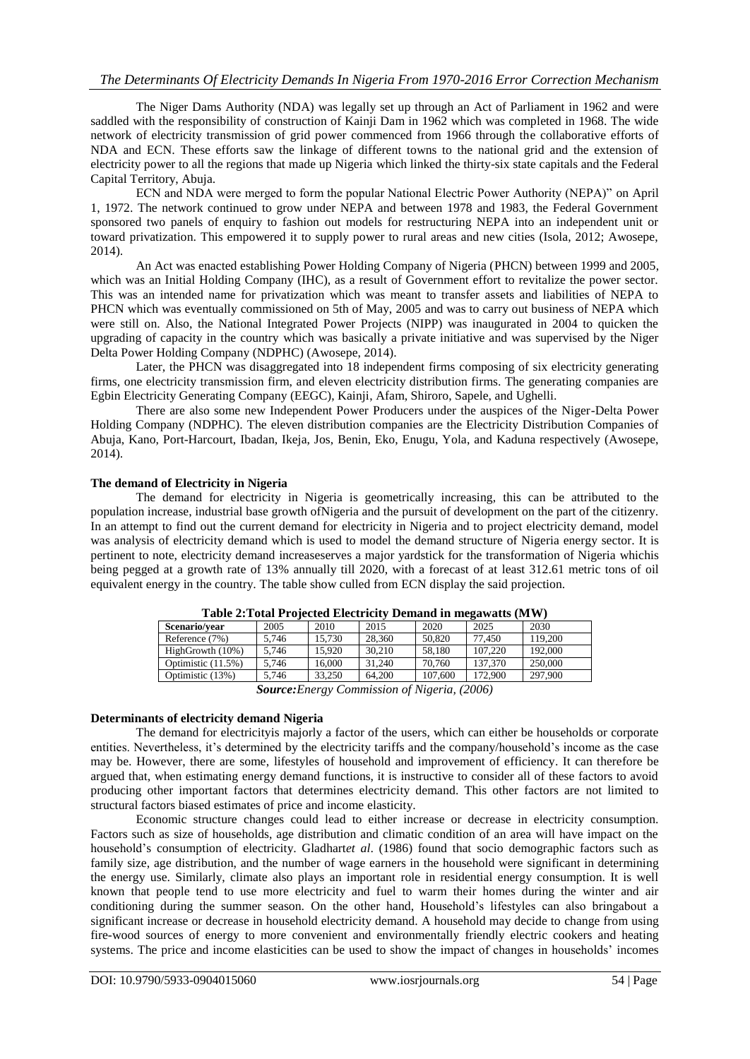The Niger Dams Authority (NDA) was legally set up through an Act of Parliament in 1962 and were saddled with the responsibility of construction of Kainji Dam in 1962 which was completed in 1968. The wide network of electricity transmission of grid power commenced from 1966 through the collaborative efforts of NDA and ECN. These efforts saw the linkage of different towns to the national grid and the extension of electricity power to all the regions that made up Nigeria which linked the thirty-six state capitals and the Federal Capital Territory, Abuja.

ECN and NDA were merged to form the popular National Electric Power Authority (NEPA)" on April 1, 1972. The network continued to grow under NEPA and between 1978 and 1983, the Federal Government sponsored two panels of enquiry to fashion out models for restructuring NEPA into an independent unit or toward privatization. This empowered it to supply power to rural areas and new cities (Isola, 2012; Awosepe, 2014).

An Act was enacted establishing Power Holding Company of Nigeria (PHCN) between 1999 and 2005, which was an Initial Holding Company (IHC), as a result of Government effort to revitalize the power sector. This was an intended name for privatization which was meant to transfer assets and liabilities of NEPA to PHCN which was eventually commissioned on 5th of May, 2005 and was to carry out business of NEPA which were still on. Also, the National Integrated Power Projects (NIPP) was inaugurated in 2004 to quicken the upgrading of capacity in the country which was basically a private initiative and was supervised by the Niger Delta Power Holding Company (NDPHC) (Awosepe, 2014).

Later, the PHCN was disaggregated into 18 independent firms composing of six electricity generating firms, one electricity transmission firm, and eleven electricity distribution firms. The generating companies are Egbin Electricity Generating Company (EEGC), Kainji, Afam, Shiroro, Sapele, and Ughelli.

There are also some new Independent Power Producers under the auspices of the Niger-Delta Power Holding Company (NDPHC). The eleven distribution companies are the Electricity Distribution Companies of Abuja, Kano, Port-Harcourt, Ibadan, Ikeja, Jos, Benin, Eko, Enugu, Yola, and Kaduna respectively (Awosepe, 2014).

### The demand of Electricity in Nigeria

The demand for electricity in Nigeria is geometrically increasing, this can be attributed to the population increase, industrial base growth ofNigeria and the pursuit of development on the part of the citizenry. In an attempt to find out the current demand for electricity in Nigeria and to project electricity demand, model was analysis of electricity demand which is used to model the demand structure of Nigeria energy sector. It is pertinent to note, electricity demand increaseserves a major yardstick for the transformation of Nigeria whichis being pegged at a growth rate of 13% annually till 2020, with a forecast of at least 312.61 metric tons of oil equivalent energy in the country. The table show culled from ECN display the said projection.

**Table 2:Total Projected Electricity Demand in megawatts (MW)**

| Scenario/year | 2005 | 2010 | 2015 | 2020 | 2025 | 2030 |
|---|---|---|---|---|---|---|
| Reference (7%) | 5,746 | 15,730 | 28,360 | 50,820 | 77,450 | 119,200 |
| HighGrowth (10%) | 5,746 | 15,920 | 30,210 | 58,180 | 107,220 | 192,000 |
| Optimistic (11.5%) | 5,746 | 16,000 | 31,240 | 70,760 | 137,370 | 250,000 |
| Optimistic (13%) | 5,746 | 33,250 | 64,200 | 107,600 | 172,900 | 297,900 |

***Source:****Energy Commission of Nigeria, (2006)*

### Determinants of electricity demand Nigeria

The demand for electricityis majorly a factor of the users, which can either be households or corporate entities. Nevertheless, it's determined by the electricity tariffs and the company/household's income as the case may be. However, there are some, lifestyles of household and improvement of efficiency. It can therefore be argued that, when estimating energy demand functions, it is instructive to consider all of these factors to avoid producing other important factors that determines electricity demand. This other factors are not limited to structural factors biased estimates of price and income elasticity.

Economic structure changes could lead to either increase or decrease in electricity consumption. Factors such as size of households, age distribution and climatic condition of an area will have impact on the household's consumption of electricity. Gladhart*et al*. (1986) found that socio demographic factors such as family size, age distribution, and the number of wage earners in the household were significant in determining the energy use. Similarly, climate also plays an important role in residential energy consumption. It is well known that people tend to use more electricity and fuel to warm their homes during the winter and air conditioning during the summer season. On the other hand, Household's lifestyles can also bringabout a significant increase or decrease in household electricity demand. A household may decide to change from using fire-wood sources of energy to more convenient and environmentally friendly electric cookers and heating systems. The price and income elasticities can be used to show the impact of changes in households' incomes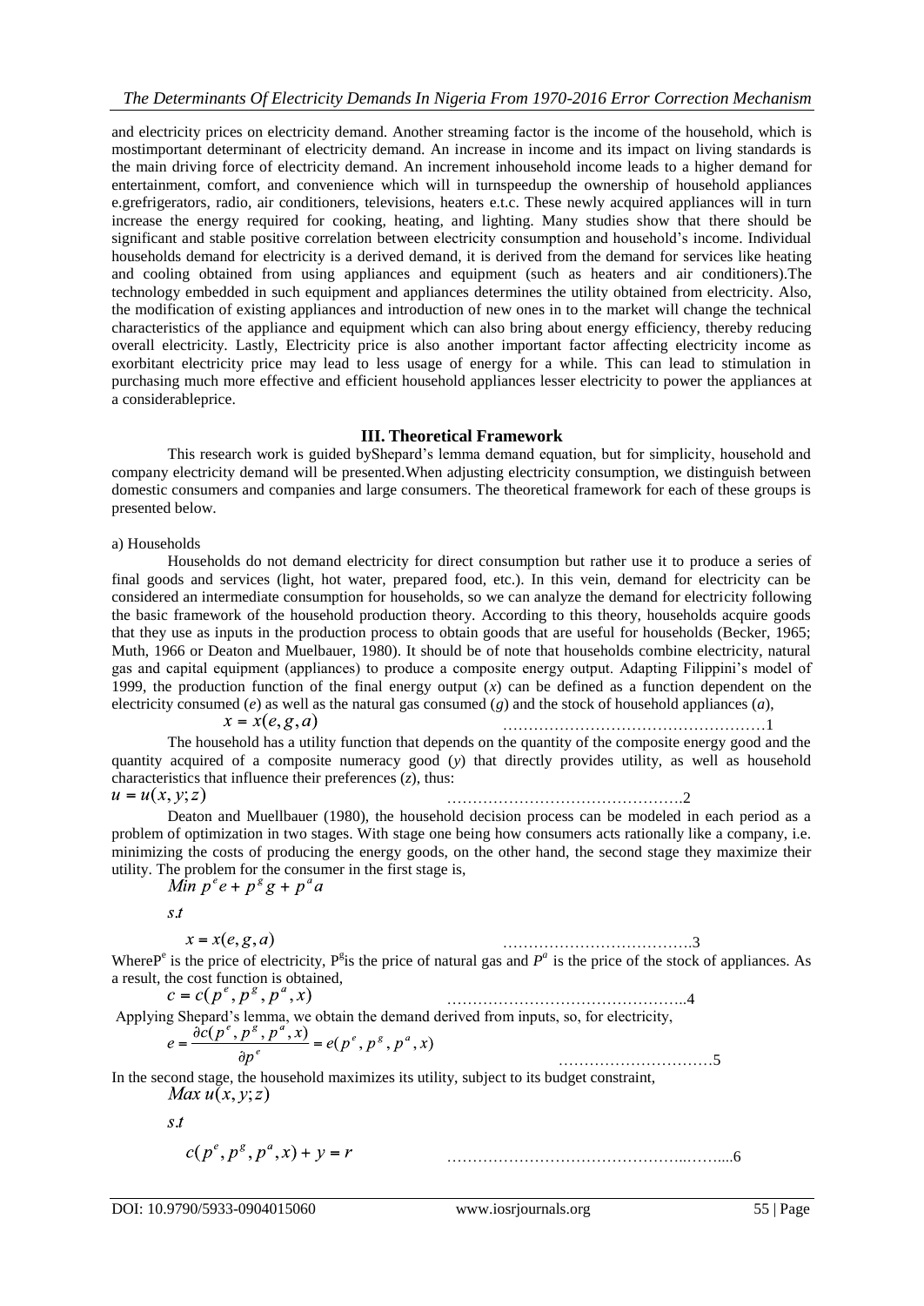and electricity prices on electricity demand. Another streaming factor is the income of the household, which is mostimportant determinant of electricity demand. An increase in income and its impact on living standards is the main driving force of electricity demand. An increment inhousehold income leads to a higher demand for entertainment, comfort, and convenience which will in turnspeedup the ownership of household appliances e.grefrigerators, radio, air conditioners, televisions, heaters e.t.c. These newly acquired appliances will in turn increase the energy required for cooking, heating, and lighting. Many studies show that there should be significant and stable positive correlation between electricity consumption and household's income. Individual households demand for electricity is a derived demand, it is derived from the demand for services like heating and cooling obtained from using appliances and equipment (such as heaters and air conditioners).The technology embedded in such equipment and appliances determines the utility obtained from electricity. Also, the modification of existing appliances and introduction of new ones in to the market will change the technical characteristics of the appliance and equipment which can also bring about energy efficiency, thereby reducing overall electricity. Lastly, Electricity price is also another important factor affecting electricity income as exorbitant electricity price may lead to less usage of energy for a while. This can lead to stimulation in purchasing much more effective and efficient household appliances lesser electricity to power the appliances at a considerableprice.

## III. Theoretical Framework

This research work is guided byShepard's lemma demand equation, but for simplicity, household and company electricity demand will be presented.When adjusting electricity consumption, we distinguish between domestic consumers and companies and large consumers. The theoretical framework for each of these groups is presented below.

a) Households

Households do not demand electricity for direct consumption but rather use it to produce a series of final goods and services (light, hot water, prepared food, etc.). In this vein, demand for electricity can be considered an intermediate consumption for households, so we can analyze the demand for electricity following the basic framework of the household production theory. According to this theory, households acquire goods that they use as inputs in the production process to obtain goods that are useful for households (Becker, 1965; Muth, 1966 or Deaton and Muelbauer, 1980). It should be of note that households combine electricity, natural gas and capital equipment (appliances) to produce a composite energy output. Adapting Filippini's model of 1999, the production function of the final energy output ($x$) can be defined as a function dependent on the electricity consumed ($e$) as well as the natural gas consumed ($g$) and the stock of household appliances ($a$),

$$x = x(e, g, a) \qquad \text{……………………………………………1}$$

The household has a utility function that depends on the quantity of the composite energy good and the quantity acquired of a composite numeracy good ($y$) that directly provides utility, as well as household characteristics that influence their preferences ($z$), thus:

$$u = u(x, y; z) \qquad \text{……………………………………….2}$$

Deaton and Muellbauer (1980), the household decision process can be modeled in each period as a problem of optimization in two stages. With stage one being how consumers acts rationally like a company, i.e. minimizing the costs of producing the energy goods, on the other hand, the second stage they maximize their utility. The problem for the consumer in the first stage is,

$$Min\ p^e e + p^g g + p^a a$$

$$s.t$$

$$x = x(e, g, a) \qquad \text{……………………………….3}$$

Where$P^e$ is the price of electricity, $P^g$is the price of natural gas and $P^a$ is the price of the stock of appliances. As a result, the cost function is obtained,

$$c = c(p^e, p^g, p^a, x) \qquad \text{………………………………………..4}$$

Applying Shepard's lemma, we obtain the demand derived from inputs, so, for electricity,

$$e = \frac{\partial c(p^e, p^g, p^a, x)}{\partial p^e} = e(p^e, p^g, p^a, x) \qquad \text{…………………………5}$$

In the second stage, the household maximizes its utility, subject to its budget constraint,

$$Max\ u(x, y; z)$$

$$s.t$$

$$c(p^e, p^g, p^a, x) + y = r \qquad \text{……………………………………..…....6}$$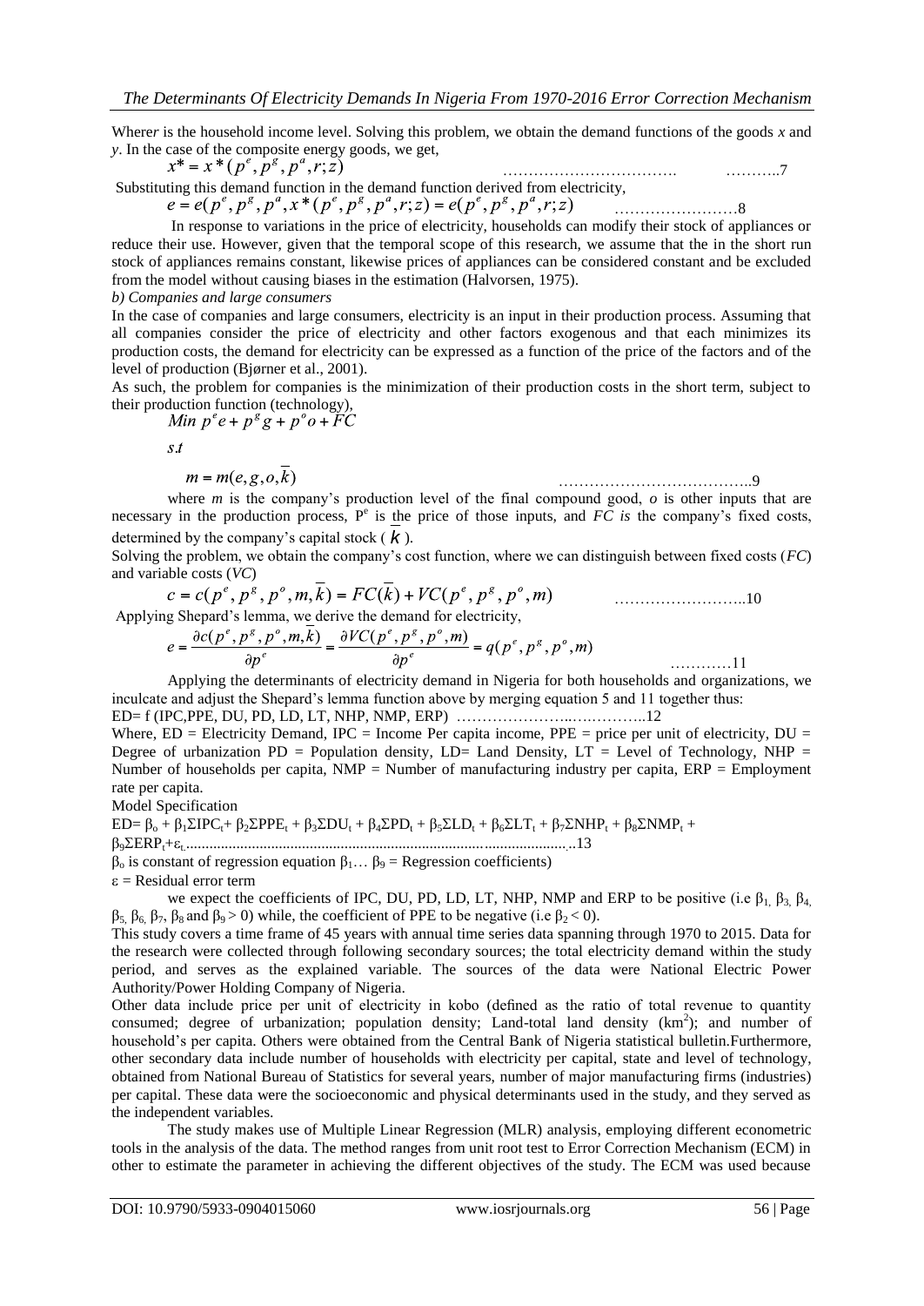Where $r$ is the household income level. Solving this problem, we obtain the demand functions of the goods $x$ and $y$. In the case of the composite energy goods, we get,

$$x^* = x^*(p^e, p^g, p^a, r; z) \qquad \text{……………………………. ………..7}$$

Substituting this demand function in the demand function derived from electricity,

$$e = e(p^e, p^g, p^a, x^*(p^e, p^g, p^a, r; z) = e(p^e, p^g, p^a, r; z) \qquad \text{……………………8}$$

In response to variations in the price of electricity, households can modify their stock of appliances or reduce their use. However, given that the temporal scope of this research, we assume that the in the short run stock of appliances remains constant, likewise prices of appliances can be considered constant and be excluded from the model without causing biases in the estimation (Halvorsen, 1975).

*b) Companies and large consumers*

In the case of companies and large consumers, electricity is an input in their production process. Assuming that all companies consider the price of electricity and other factors exogenous and that each minimizes its production costs, the demand for electricity can be expressed as a function of the price of the factors and of the level of production (Bjørner et al., 2001).

As such, the problem for companies is the minimization of their production costs in the short term, subject to their production function (technology),

$$Min\ p^e e + p^g g + p^o o + FC$$

$$s.t$$

$$m = m(e, g, o, \bar{k}) \qquad \text{………………………………..9}$$

where $m$ is the company's production level of the final compound good, $o$ is other inputs that are necessary in the production process, $P^e$ is the price of those inputs, and $FC$ is the company's fixed costs, determined by the company's capital stock ( $\bar{k}$ ).

Solving the problem, we obtain the company's cost function, where we can distinguish between fixed costs (*FC*) and variable costs (*VC*)

$$c = c(p^e, p^g, p^o, m, \bar{k}) = FC(\bar{k}) + VC(p^e, p^g, p^o, m) \qquad \text{……………………..10}$$

Applying Shepard's lemma, we derive the demand for electricity,

$$e = \frac{\partial c(p^e, p^g, p^o, m, \bar{k})}{\partial p^e} = \frac{\partial VC(p^e, p^g, p^o, m)}{\partial p^e} = q(p^e, p^g, p^o, m) \qquad \text{…………11}$$

Applying the determinants of electricity demand in Nigeria for both households and organizations, we inculcate and adjust the Shepard's lemma function above by merging equation 5 and 11 together thus:

ED= f (IPC,PPE, DU, PD, LD, LT, NHP, NMP, ERP) …………………..…………..12

Where, ED = Electricity Demand, IPC = Income Per capita income, PPE = price per unit of electricity, DU = Degree of urbanization PD = Population density, LD= Land Density, LT = Level of Technology, NHP = Number of households per capita, NMP = Number of manufacturing industry per capita, ERP = Employment rate per capita.

Model Specification

$$ED= \beta_o + \beta_1\Sigma IPC_t + \beta_2\Sigma PPE_t + \beta_3\Sigma DU_t + \beta_4\Sigma PD_t + \beta_5\Sigma LD_t + \beta_6\Sigma LT_t + \beta_7\Sigma NHP_t + \beta_8\Sigma NMP_t + \beta_9\Sigma ERP_t + \varepsilon_t \text{……………………..13}$$

$\beta_o$ is constant of regression equation $\beta_1 \ldots \beta_9$ = Regression coefficients)

$\varepsilon$ = Residual error term

we expect the coefficients of IPC, DU, PD, LD, LT, NHP, NMP and ERP to be positive (i.e $\beta_1, \beta_3, \beta_4, \beta_5, \beta_6, \beta_7, \beta_8$ and $\beta_9 > 0$) while, the coefficient of PPE to be negative (i.e $\beta_2 < 0$).

This study covers a time frame of 45 years with annual time series data spanning through 1970 to 2015. Data for the research were collected through following secondary sources; the total electricity demand within the study period, and serves as the explained variable. The sources of the data were National Electric Power Authority/Power Holding Company of Nigeria.

Other data include price per unit of electricity in kobo (defined as the ratio of total revenue to quantity consumed; degree of urbanization; population density; Land-total land density ($km^2$); and number of household's per capita. Others were obtained from the Central Bank of Nigeria statistical bulletin.Furthermore, other secondary data include number of households with electricity per capital, state and level of technology, obtained from National Bureau of Statistics for several years, number of major manufacturing firms (industries) per capital. These data were the socioeconomic and physical determinants used in the study, and they served as the independent variables.

The study makes use of Multiple Linear Regression (MLR) analysis, employing different econometric tools in the analysis of the data. The method ranges from unit root test to Error Correction Mechanism (ECM) in other to estimate the parameter in achieving the different objectives of the study. The ECM was used because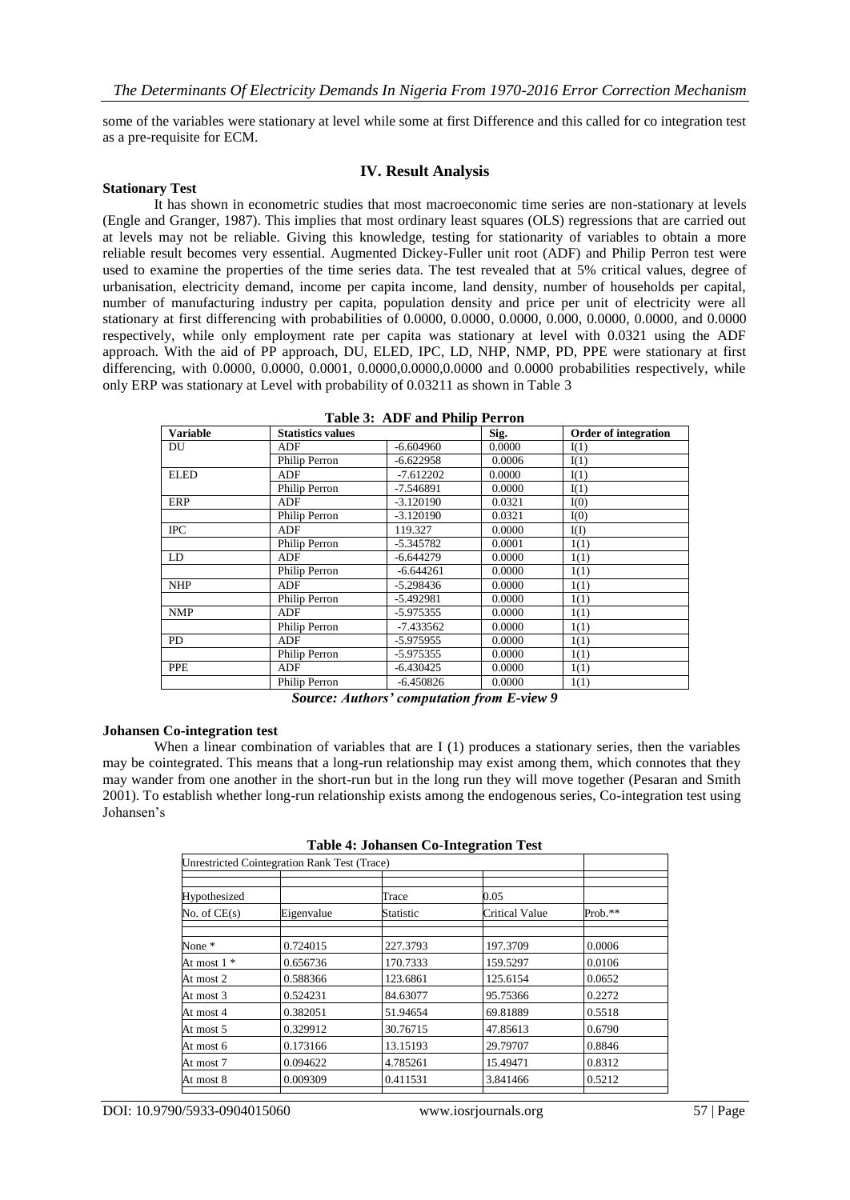some of the variables were stationary at level while some at first Difference and this called for co integration test as a pre-requisite for ECM.

## IV. Result Analysis

**Stationary Test**

It has shown in econometric studies that most macroeconomic time series are non-stationary at levels (Engle and Granger, 1987). This implies that most ordinary least squares (OLS) regressions that are carried out at levels may not be reliable. Giving this knowledge, testing for stationarity of variables to obtain a more reliable result becomes very essential. Augmented Dickey-Fuller unit root (ADF) and Philip Perron test were used to examine the properties of the time series data. The test revealed that at 5% critical values, degree of urbanisation, electricity demand, income per capita income, land density, number of households per capital, number of manufacturing industry per capita, population density and price per unit of electricity were all stationary at first differencing with probabilities of 0.0000, 0.0000, 0.0000, 0.000, 0.0000, 0.0000, and 0.0000 respectively, while only employment rate per capita was stationary at level with 0.0321 using the ADF approach. With the aid of PP approach, DU, ELED, IPC, LD, NHP, NMP, PD, PPE were stationary at first differencing, with 0.0000, 0.0000, 0.0001, 0.0000,0.0000,0.0000 and 0.0000 probabilities respectively, while only ERP was stationary at Level with probability of 0.03211 as shown in Table 3

**Table 3: ADF and Philip Perron**

| Variable | Statistics values | | Sig. | Order of integration |
|---|---|---|---|---|
| DU | ADF | -6.604960 | 0.0000 | I(1) |
| | Philip Perron | -6.622958 | 0.0006 | I(1) |
| ELED | ADF | -7.612202 | 0.0000 | I(1) |
| | Philip Perron | -7.546891 | 0.0000 | I(1) |
| ERP | ADF | -3.120190 | 0.0321 | I(0) |
| | Philip Perron | -3.120190 | 0.0321 | I(0) |
| IPC | ADF | 119.327 | 0.0000 | I(I) |
| | Philip Perron | -5.345782 | 0.0001 | 1(1) |
| LD | ADF | -6.644279 | 0.0000 | 1(1) |
| | Philip Perron | -6.644261 | 0.0000 | 1(1) |
| NHP | ADF | -5.298436 | 0.0000 | 1(1) |
| | Philip Perron | -5.492981 | 0.0000 | 1(1) |
| NMP | ADF | -5.975355 | 0.0000 | 1(1) |
| | Philip Perron | -7.433562 | 0.0000 | 1(1) |
| PD | ADF | -5.975955 | 0.0000 | 1(1) |
| | Philip Perron | -5.975355 | 0.0000 | 1(1) |
| PPE | ADF | -6.430425 | 0.0000 | 1(1) |
| | Philip Perron | -6.450826 | 0.0000 | 1(1) |

***Source: Authors' computation from E-view 9***

**Johansen Co-integration test**

When a linear combination of variables that are I (1) produces a stationary series, then the variables may be cointegrated. This means that a long-run relationship may exist among them, which connotes that they may wander from one another in the short-run but in the long run they will move together (Pesaran and Smith 2001). To establish whether long-run relationship exists among the endogenous series, Co-integration test using Johansen's

**Table 4: Johansen Co-Integration Test**

| Unrestricted Cointegration Rank Test (Trace) | | | | |
|---|---|---|---|---|
| Hypothesized | | Trace | 0.05 | |
| No. of CE(s) | Eigenvalue | Statistic | Critical Value | Prob.** |
| None * | 0.724015 | 227.3793 | 197.3709 | 0.0006 |
| At most 1 * | 0.656736 | 170.7333 | 159.5297 | 0.0106 |
| At most 2 | 0.588366 | 123.6861 | 125.6154 | 0.0652 |
| At most 3 | 0.524231 | 84.63077 | 95.75366 | 0.2272 |
| At most 4 | 0.382051 | 51.94654 | 69.81889 | 0.5518 |
| At most 5 | 0.329912 | 30.76715 | 47.85613 | 0.6790 |
| At most 6 | 0.173166 | 13.15193 | 29.79707 | 0.8846 |
| At most 7 | 0.094622 | 4.785261 | 15.49471 | 0.8312 |
| At most 8 | 0.009309 | 0.411531 | 3.841466 | 0.5212 |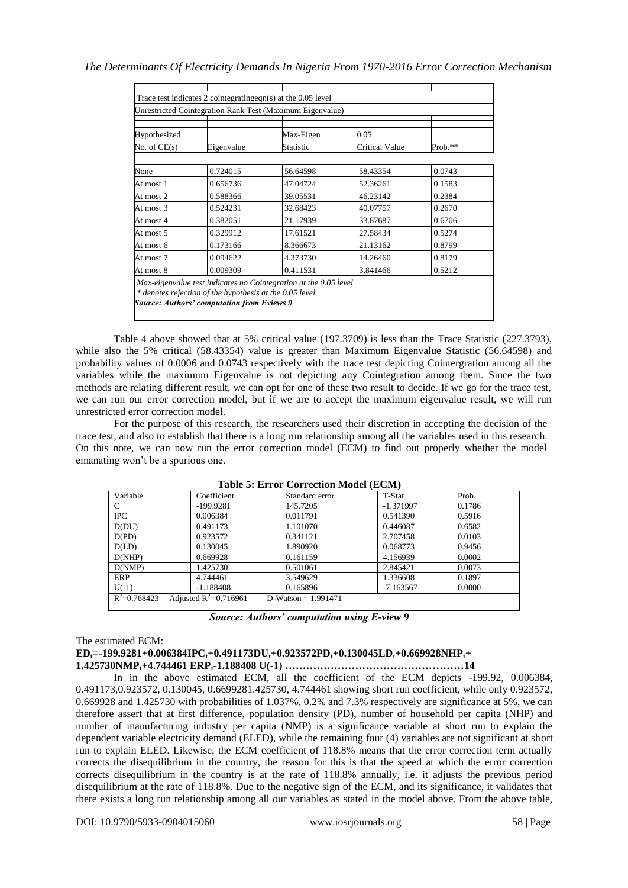| Trace test indicates 2 cointegratingeqn(s) at the 0.05 level | | | | |
|---|---|---|---|---|
| Unrestricted Cointegration Rank Test (Maximum Eigenvalue) | | | | |
| Hypothesized | | Max-Eigen | 0.05 | |
| No. of CE(s) | Eigenvalue | Statistic | Critical Value | Prob.** |
| None | 0.724015 | 56.64598 | 58.43354 | 0.0743 |
| At most 1 | 0.656736 | 47.04724 | 52.36261 | 0.1583 |
| At most 2 | 0.588366 | 39.05531 | 46.23142 | 0.2384 |
| At most 3 | 0.524231 | 32.68423 | 40.07757 | 0.2670 |
| At most 4 | 0.382051 | 21.17939 | 33.87687 | 0.6706 |
| At most 5 | 0.329912 | 17.61521 | 27.58434 | 0.5274 |
| At most 6 | 0.173166 | 8.366673 | 21.13162 | 0.8799 |
| At most 7 | 0.094622 | 4.373730 | 14.26460 | 0.8179 |
| At most 8 | 0.009309 | 0.411531 | 3.841466 | 0.5212 |
| *Max-eigenvalue test indicates no Cointegration at the 0.05 level* | | | | |
| *\* denotes rejection of the hypothesis at the 0.05 level* | | | | |
| ***Source: Authors' computation from Eviews 9*** | | | | |

Table 4 above showed that at 5% critical value (197.3709) is less than the Trace Statistic (227.3793), while also the 5% critical (58.43354) value is greater than Maximum Eigenvalue Statistic (56.64598) and probability values of 0.0006 and 0.0743 respectively with the trace test depicting Cointergration among all the variables while the maximum Eigenvalue is not depicting any Cointegration among them. Since the two methods are relating different result, we can opt for one of these two result to decide. If we go for the trace test, we can run our error correction model, but if we are to accept the maximum eigenvalue result, we will run unrestricted error correction model.

For the purpose of this research, the researchers used their discretion in accepting the decision of the trace test, and also to establish that there is a long run relationship among all the variables used in this research. On this note, we can now run the error correction model (ECM) to find out properly whether the model emanating won't be a spurious one.

**Table 5: Error Correction Model (ECM)**

| Variable | Coefficient | Standard error | T-Stat | Prob. |
|---|---|---|---|---|
| C | -199.9281 | 145.7205 | -1.371997 | 0.1786 |
| IPC | 0.006384 | 0.011791 | 0.541390 | 0.5916 |
| D(DU) | 0.491173 | 1.101070 | 0.446087 | 0.6582 |
| D(PD) | 0.923572 | 0.341121 | 2.707458 | 0.0103 |
| D(LD) | 0.130045 | 1.890920 | 0.068773 | 0.9456 |
| D(NHP) | 0.669928 | 0.161159 | 4.156939 | 0.0002 |
| D(NMP) | 1.425730 | 0.501061 | 2.845421 | 0.0073 |
| ERP | 4.744461 | 3.549629 | 1.336608 | 0.1897 |
| U(-1) | -1.188408 | 0.165896 | -7.163567 | 0.0000 |
| $R^2$=0.768423 | Adjusted $R^2$=0.716961 | D-Watson = 1.991471 | | |

***Source: Authors' computation using E-view 9***

The estimated ECM:

$$ED_t=-199.9281+0.006384IPC_t+0.491173DU_t+0.923572PD_t+0.130045LD_t+0.669928NHP_t+1.425730NMP_t+4.744461\ ERP_t-1.188408\ U(-1) \quad \text{......} 14$$

In in the above estimated ECM, all the coefficient of the ECM depicts -199.92, 0.006384, 0.491173,0.923572, 0.130045, 0.6699281.425730, 4.744461 showing short run coefficient, while only 0.923572, 0.669928 and 1.425730 with probabilities of 1.037%, 0.2% and 7.3% respectively are significance at 5%, we can therefore assert that at first difference, population density (PD), number of household per capita (NHP) and number of manufacturing industry per capita (NMP) is a significance variable at short run to explain the dependent variable electricity demand (ELED), while the remaining four (4) variables are not significant at short run to explain ELED. Likewise, the ECM coefficient of 118.8% means that the error correction term actually corrects the disequilibrium in the country, the reason for this is that the speed at which the error correction corrects disequilibrium in the country is at the rate of 118.8% annually, i.e. it adjusts the previous period disequilibrium at the rate of 118.8%. Due to the negative sign of the ECM, and its significance, it validates that there exists a long run relationship among all our variables as stated in the model above. From the above table,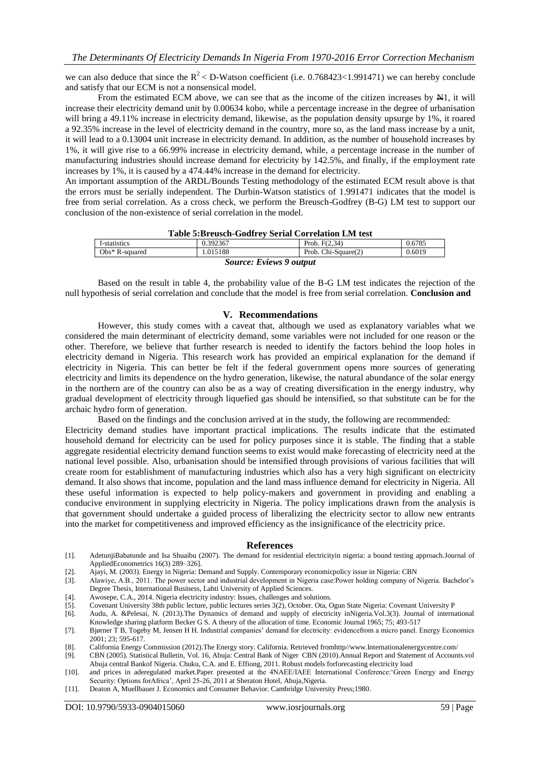we can also deduce that since the $R^2$ < D-Watson coefficient (i.e. 0.768423<1.991471) we can hereby conclude and satisfy that our ECM is not a nonsensical model.

From the estimated ECM above, we can see that as the income of the citizen increases by ₦1, it will increase their electricity demand unit by 0.00634 kobo, while a percentage increase in the degree of urbanisation will bring a 49.11% increase in electricity demand, likewise, as the population density upsurge by 1%, it roared a 92.35% increase in the level of electricity demand in the country, more so, as the land mass increase by a unit, it will lead to a 0.13004 unit increase in electricity demand. In addition, as the number of household increases by 1%, it will give rise to a 66.99% increase in electricity demand, while, a percentage increase in the number of manufacturing industries should increase demand for electricity by 142.5%, and finally, if the employment rate increases by 1%, it is caused by a 474.44% increase in the demand for electricity.

An important assumption of the ARDL/Bounds Testing methodology of the estimated ECM result above is that the errors must be serially independent. The Durbin-Watson statistics of 1.991471 indicates that the model is free from serial correlation. As a cross check, we perform the Breusch-Godfrey (B-G) LM test to support our conclusion of the non-existence of serial correlation in the model.

**Table 5:Breusch-Godfrey Serial Correlation LM test**

| f-statistics | 0.392367 | Prob. F(2,34) | 0.6785 |
|---|---|---|---|
| Obs* R-squared | 1.015188 | Prob. Chi-Square(2) | 0.6019 |

***Source: Eviews 9 output***

Based on the result in table 4, the probability value of the B-G LM test indicates the rejection of the null hypothesis of serial correlation and conclude that the model is free from serial correlation. **Conclusion and**

## V. Recommendations

However, this study comes with a caveat that, although we used as explanatory variables what we considered the main determinant of electricity demand, some variables were not included for one reason or the other. Therefore, we believe that further research is needed to identify the factors behind the loop holes in electricity demand in Nigeria. This research work has provided an empirical explanation for the demand if electricity in Nigeria. This can better be felt if the federal government opens more sources of generating electricity and limits its dependence on the hydro generation, likewise, the natural abundance of the solar energy in the northern are of the country can also be as a way of creating diversification in the energy industry, why gradual development of electricity through liquefied gas should be intensified, so that substitute can be for the archaic hydro form of generation.

Based on the findings and the conclusion arrived at in the study, the following are recommended:

Electricity demand studies have important practical implications. The results indicate that the estimated household demand for electricity can be used for policy purposes since it is stable. The finding that a stable aggregate residential electricity demand function seems to exist would make forecasting of electricity need at the national level possible. Also, urbanisation should be intensified through provisions of various facilities that will create room for establishment of manufacturing industries which also has a very high significant on electricity demand. It also shows that income, population and the land mass influence demand for electricity in Nigeria. All these useful information is expected to help policy-makers and government in providing and enabling a conducive environment in supplying electricity in Nigeria. The policy implications drawn from the analysis is that government should undertake a guided process of liberalizing the electricity sector to allow new entrants into the market for competitiveness and improved efficiency as the insignificance of the electricity price.

## References

[1]. AdetunjiBabatunde and Isa Shuaibu (2007). The demand for residential electricityin nigeria: a bound testing approach.Journal of AppliedEconometrics 16(3) 289–326].

[2]. Ajayi, M. (2003). Energy in Nigeria: Demand and Supply. Contemporary economicpolicy issue in Nigeria: CBN

[3]. Alawiye, A.B., 2011. The power sector and industrial development in Nigeria case:Power holding company of Nigeria. Bachelor's Degree Thesis, International Business, Lahti University of Applied Sciences.

[4]. Awosepe, C.A., 2014. Nigeria electricity industry: Issues, challenges and solutions.

[5]. Covenant University 38th public lecture, public lectures series 3(2), October. Ota, Ogun State Nigeria: Covenant University P

[6]. Audu, A. &Pelesai, N. (2013).The Dynamics of demand and supply of electricity inNigeria.Vol.3(3). Journal of international Knowledge sharing platform Becker G S. A theory of the allocation of time. Economic Journal 1965; 75; 493-517

[7]. Bjørner T B, Togeby M, Jensen H H. Industrial companies' demand for electricity: evidencefrom a micro panel. Energy Economics 2001; 23; 595-617.

[8]. California Energy Commission (2012).The Energy story. California. Retrieved fromhttp//www.Internationalenergycentre.com/

[9]. CBN (2005). Statistical Bulletin, Vol. 16, Abuja: Central Bank of Niger CBN (2010).Annual Report and Statement of Accounts.vol Abuja central Bankof Nigeria. Chuku, C.A. and E. Effiong, 2011. Robust models forforecasting electricity load

[10]. and prices in aderegulated market.Paper presented at the 4NAEE/IAEE International Conference:'Green Energy and Energy Security: Options forAfrica', April 25-26, 2011 at Sheraton Hotel, Abuja,Nigeria.

[11]. Deaton A, Muellbauer J. Economics and Consumer Behavior. Cambridge University Press;1980.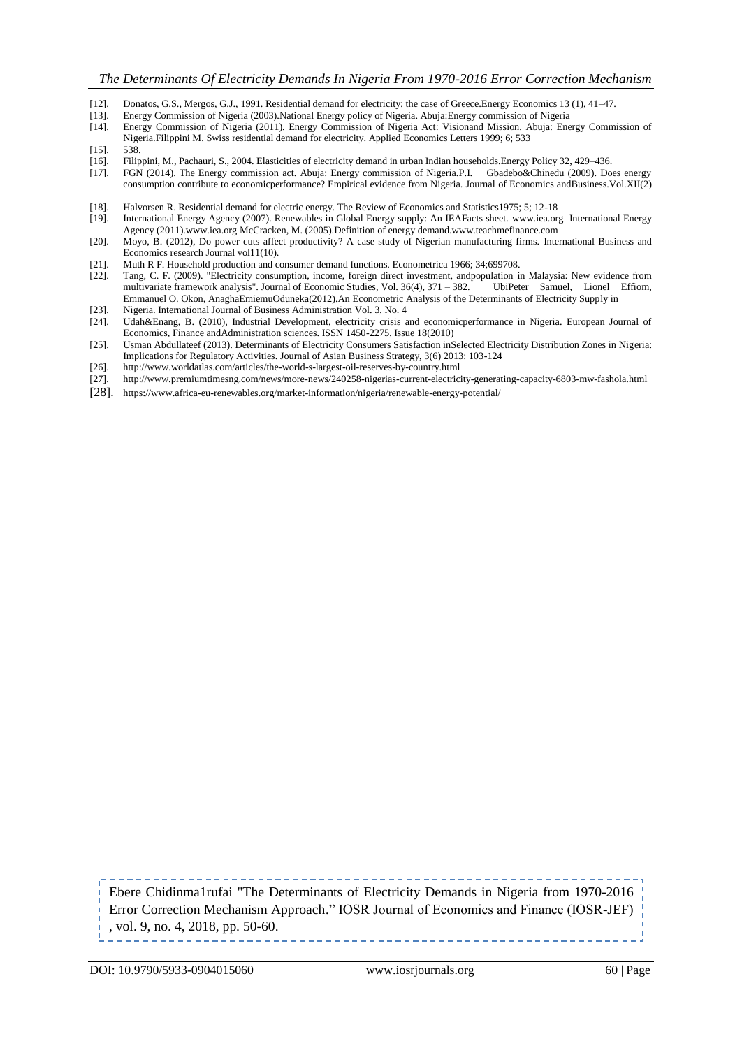[12]. Donatos, G.S., Mergos, G.J., 1991. Residential demand for electricity: the case of Greece.Energy Economics 13 (1), 41–47.
[13]. Energy Commission of Nigeria (2003).National Energy policy of Nigeria. Abuja:Energy commission of Nigeria
[14]. Energy Commission of Nigeria (2011). Energy Commission of Nigeria Act: Visionand Mission. Abuja: Energy Commission of Nigeria.Filippini M. Swiss residential demand for electricity. Applied Economics Letters 1999; 6; 533
[15]. 538.
[16]. Filippini, M., Pachauri, S., 2004. Elasticities of electricity demand in urban Indian households.Energy Policy 32, 429–436.
[17]. FGN (2014). The Energy commission act. Abuja: Energy commission of Nigeria.P.I. Gbadebo&Chinedu (2009). Does energy consumption contribute to economicperformance? Empirical evidence from Nigeria. Journal of Economics andBusiness.Vol.XII(2)
[18]. Halvorsen R. Residential demand for electric energy. The Review of Economics and Statistics1975; 5; 12-18
[19]. International Energy Agency (2007). Renewables in Global Energy supply: An IEAFacts sheet. www.iea.org International Energy Agency (2011).www.iea.org McCracken, M. (2005).Definition of energy demand.www.teachmefinance.com
[20]. Moyo, B. (2012), Do power cuts affect productivity? A case study of Nigerian manufacturing firms. International Business and Economics research Journal vol11(10).
[21]. Muth R F. Household production and consumer demand functions. Econometrica 1966; 34;699708.
[22]. Tang, C. F. (2009). "Electricity consumption, income, foreign direct investment, andpopulation in Malaysia: New evidence from multivariate framework analysis". Journal of Economic Studies, Vol. 36(4), 371 – 382. UbiPeter Samuel, Lionel Effiom, Emmanuel O. Okon, AnaghaEmiemuOduneka(2012).An Econometric Analysis of the Determinants of Electricity Supply in
[23]. Nigeria. International Journal of Business Administration Vol. 3, No. 4
[24]. Udah&Enang, B. (2010), Industrial Development, electricity crisis and economicperformance in Nigeria. European Journal of Economics, Finance andAdministration sciences. ISSN 1450-2275, Issue 18(2010)
[25]. Usman Abdullateef (2013). Determinants of Electricity Consumers Satisfaction inSelected Electricity Distribution Zones in Nigeria: Implications for Regulatory Activities. Journal of Asian Business Strategy, 3(6) 2013: 103-124
[26]. http://www.worldatlas.com/articles/the-world-s-largest-oil-reserves-by-country.html
[27]. http://www.premiumtimesng.com/news/more-news/240258-nigerias-current-electricity-generating-capacity-6803-mw-fashola.html
[28]. https://www.africa-eu-renewables.org/market-information/nigeria/renewable-energy-potential/

Ebere Chidinma1rufai "The Determinants of Electricity Demands in Nigeria from 1970-2016 Error Correction Mechanism Approach." IOSR Journal of Economics and Finance (IOSR-JEF), vol. 9, no. 4, 2018, pp. 50-60.